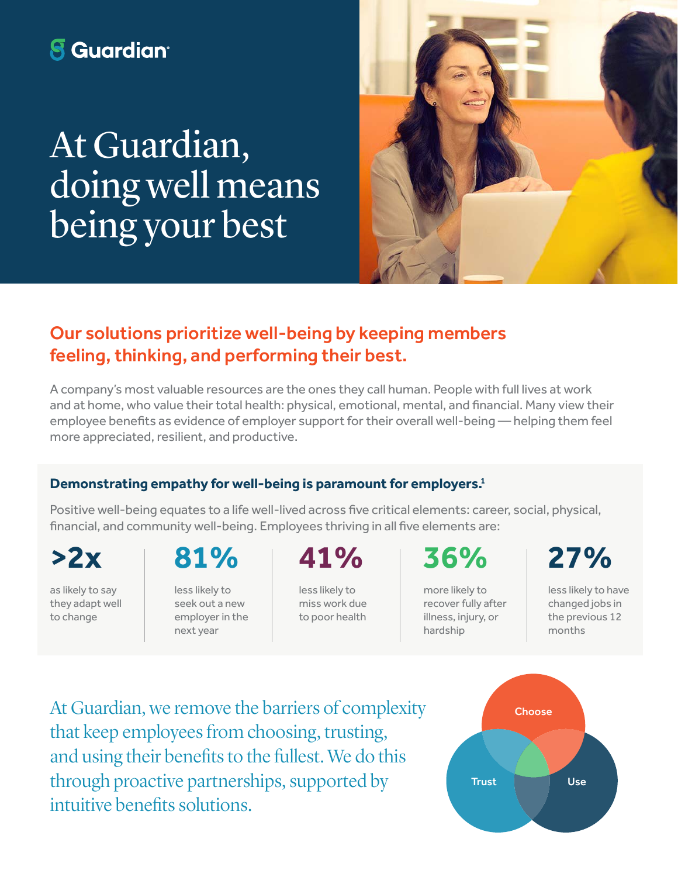Guardian

# At Guardian, doing well means being your best

## Our solutions prioritize well-being by keeping members feeling, thinking, and performing their best.

A company's most valuable resources are the ones they call human. People with full lives at work and at home, who value their total health: physical, emotional, mental, and financial. Many view their employee benefits as evidence of employer support for their overall well-being — helping them feel more appreciated, resilient, and productive.

### Demonstrating empathy for well-being is paramount for employers.[1]

Positive well-being equates to a life well-lived across five critical elements: career, social, physical, financial, and community well-being. Employees thriving in all five elements are:

- **>2x** as likely to say they adapt well to change
- **81%** less likely to seek out a new employer in the next year
- **41%** less likely to miss work due to poor health
- **36%** more likely to recover fully after illness, injury, or hardship
- **27%** less likely to have changed jobs in the previous 12 months

At Guardian, we remove the barriers of complexity that keep employees from choosing, trusting, and using their benefits to the fullest. We do this through proactive partnerships, supported by intuitive benefits solutions.

Choose
Trust
Use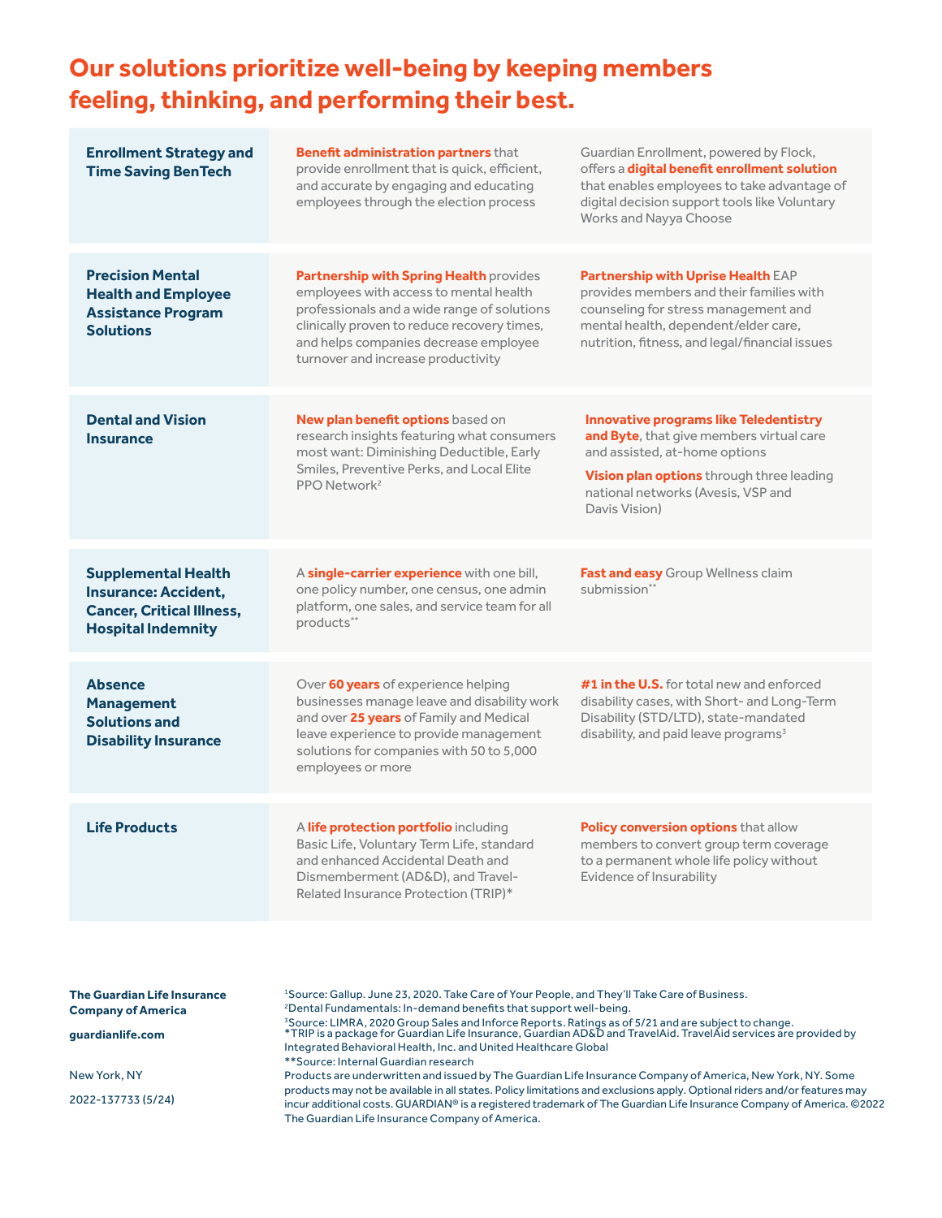# Our solutions prioritize well-being by keeping members feeling, thinking, and performing their best.

| | | |
|---|---|---|
| **Enrollment Strategy and Time Saving BenTech** | **Benefit administration partners** that provide enrollment that is quick, efficient, and accurate by engaging and educating employees through the election process | Guardian Enrollment, powered by Flock, offers a **digital benefit enrollment solution** that enables employees to take advantage of digital decision support tools like Voluntary Works and Nayya Choose |
| **Precision Mental Health and Employee Assistance Program Solutions** | **Partnership with Spring Health** provides employees with access to mental health professionals and a wide range of solutions clinically proven to reduce recovery times, and helps companies decrease employee turnover and increase productivity | **Partnership with Uprise Health** EAP provides members and their families with counseling for stress management and mental health, dependent/elder care, nutrition, fitness, and legal/financial issues |
| **Dental and Vision Insurance** | **New plan benefit options** based on research insights featuring what consumers most want: Diminishing Deductible, Early Smiles, Preventive Perks, and Local Elite PPO Network[2] | **Innovative programs like Teledentistry and Byte**, that give members virtual care and assisted, at-home options<br><br>**Vision plan options** through three leading national networks (Avesis, VSP and Davis Vision) |
| **Supplemental Health Insurance: Accident, Cancer, Critical Illness, Hospital Indemnity** | A **single-carrier experience** with one bill, one policy number, one census, one admin platform, one sales, and service team for all products** | **Fast and easy** Group Wellness claim submission** |
| **Absence Management Solutions and Disability Insurance** | Over **60 years** of experience helping businesses manage leave and disability work and over **25 years** of Family and Medical leave experience to provide management solutions for companies with 50 to 5,000 employees or more | **#1 in the U.S.** for total new and enforced disability cases, with Short- and Long-Term Disability (STD/LTD), state-mandated disability, and paid leave programs[3] |
| **Life Products** | A **life protection portfolio** including Basic Life, Voluntary Term Life, standard and enhanced Accidental Death and Dismemberment (AD&D), and Travel-Related Insurance Protection (TRIP)* | **Policy conversion options** that allow members to convert group term coverage to a permanent whole life policy without Evidence of Insurability |

**The Guardian Life Insurance Company of America**

**guardianlife.com**

New York, NY

2022-137733 (5/24)

[1]Source: Gallup. June 23, 2020. Take Care of Your People, and They'll Take Care of Business.
[2]Dental Fundamentals: In-demand benefits that support well-being.
[3]Source: LIMRA, 2020 Group Sales and Inforce Reports. Ratings as of 5/21 and are subject to change.
*TRIP is a package for Guardian Life Insurance, Guardian AD&D and TravelAid. TravelAid services are provided by Integrated Behavioral Health, Inc. and United Healthcare Global
**Source: Internal Guardian research
Products are underwritten and issued by The Guardian Life Insurance Company of America, New York, NY. Some products may not be available in all states. Policy limitations and exclusions apply. Optional riders and/or features may incur additional costs. GUARDIAN® is a registered trademark of The Guardian Life Insurance Company of America. ©2022 The Guardian Life Insurance Company of America.